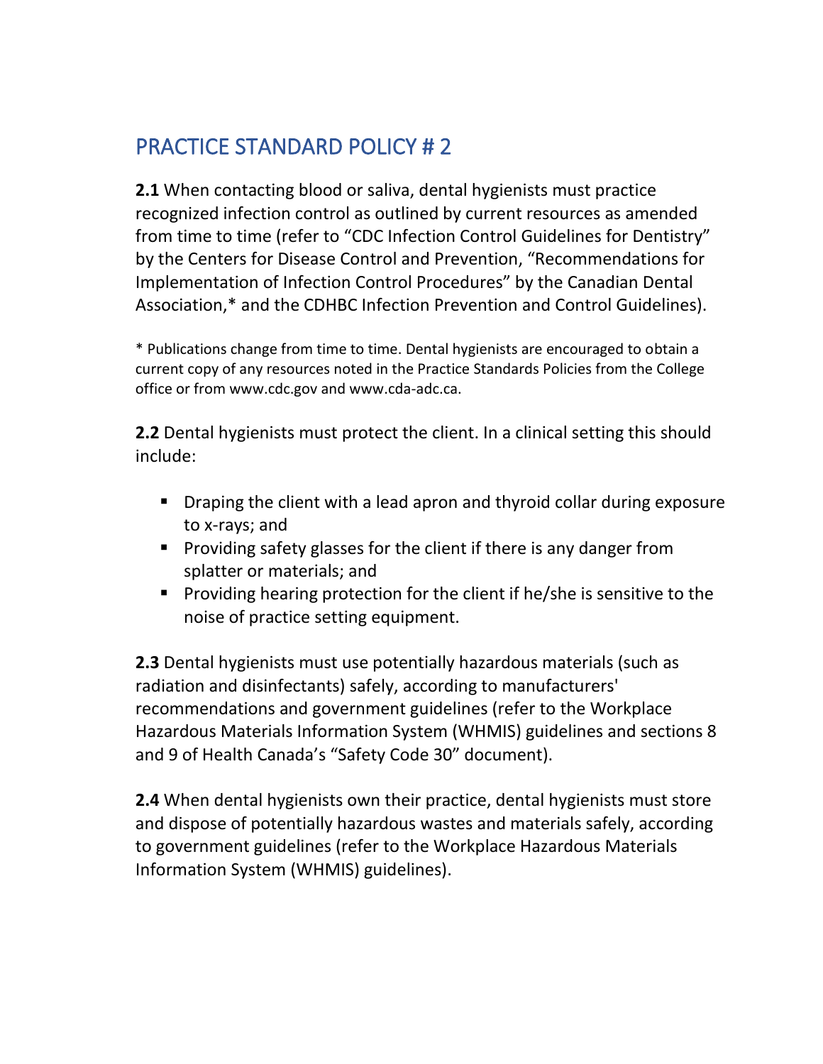## PRACTICE STANDARD POLICY # 2

**2.1** When contacting blood or saliva, dental hygienists must practice recognized infection control as outlined by current resources as amended from time to time (refer to "CDC Infection Control Guidelines for Dentistry" by the Centers for Disease Control and Prevention, "Recommendations for Implementation of Infection Control Procedures" by the Canadian Dental Association,* and the CDHBC Infection Prevention and Control Guidelines).

* Publications change from time to time. Dental hygienists are encouraged to obtain a current copy of any resources noted in the Practice Standards Policies from the College office or from www.cdc.gov and www.cda-adc.ca.

**2.2** Dental hygienists must protect the client. In a clinical setting this should include:

- Draping the client with a lead apron and thyroid collar during exposure to x-rays; and
- Providing safety glasses for the client if there is any danger from splatter or materials; and
- Providing hearing protection for the client if he/she is sensitive to the noise of practice setting equipment.

**2.3** Dental hygienists must use potentially hazardous materials (such as radiation and disinfectants) safely, according to manufacturers' recommendations and government guidelines (refer to the Workplace Hazardous Materials Information System (WHMIS) guidelines and sections 8 and 9 of Health Canada's "Safety Code 30" document).

**2.4** When dental hygienists own their practice, dental hygienists must store and dispose of potentially hazardous wastes and materials safely, according to government guidelines (refer to the Workplace Hazardous Materials Information System (WHMIS) guidelines).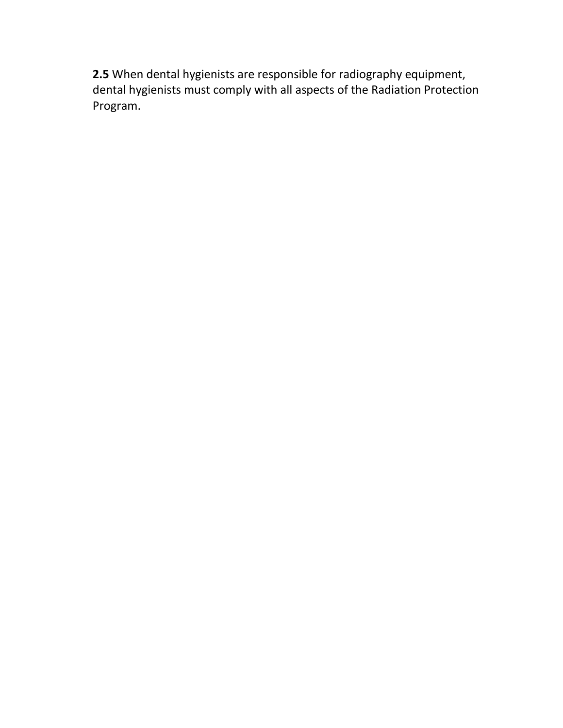**2.5** When dental hygienists are responsible for radiography equipment, dental hygienists must comply with all aspects of the Radiation Protection Program.